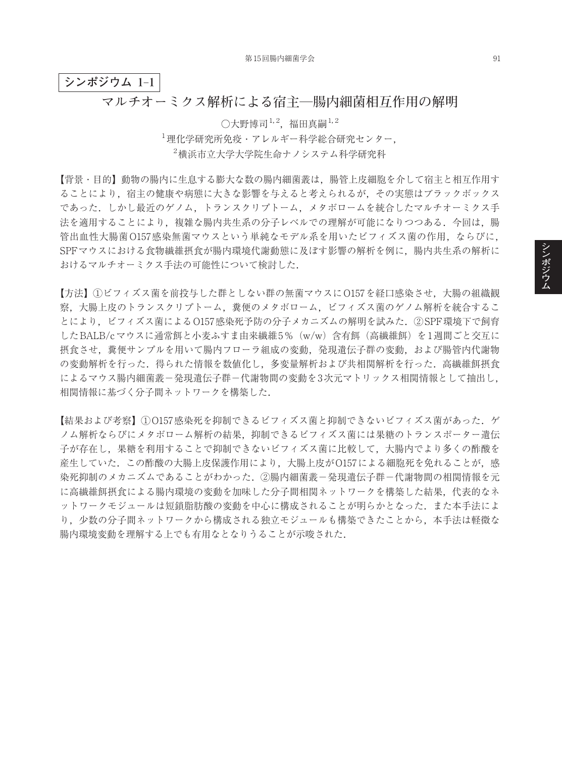# シンポジウム 1–1

## マルチオーミクス解析による宿主—腸内細菌相互作用の解明

○大野博司[1,2]，福田真嗣[1,2]

[1]理化学研究所免疫・アレルギー科学総合研究センター，
[2]横浜市立大学大学院生命ナノシステム科学研究科

【背景・目的】動物の腸内に生息する膨大な数の腸内細菌叢は，腸管上皮細胞を介して宿主と相互作用することにより，宿主の健康や病態に大きな影響を与えると考えられるが，その実態はブラックボックスであった．しかし最近のゲノム，トランスクリプトーム，メタボロームを統合したマルチオーミクス手法を適用することにより，複雑な腸内共生系の分子レベルでの理解が可能になりつつある．今回は，腸管出血性大腸菌O157感染無菌マウスという単純なモデル系を用いたビフィズス菌の作用，ならびに，SPFマウスにおける食物繊維摂食が腸内環境代謝動態に及ぼす影響の解析を例に，腸内共生系の解析におけるマルチオーミクス手法の可能性について検討した．

【方法】①ビフィズス菌を前投与した群としない群の無菌マウスにO157を経口感染させ，大腸の組織観察，大腸上皮のトランスクリプトーム，糞便のメタボローム，ビフィズス菌のゲノム解析を統合することにより，ビフィズス菌によるO157感染死予防の分子メカニズムの解明を試みた．②SPF環境下で飼育したBALB/cマウスに通常餌と小麦ふすま由来繊維5％（w/w）含有餌（高繊維餌）を1週間ごと交互に摂食させ，糞便サンプルを用いて腸内フローラ組成の変動，発現遺伝子群の変動，および腸管内代謝物の変動解析を行った．得られた情報を数値化し，多変量解析および共相関解析を行った．高繊維餌摂食によるマウス腸内細菌叢－発現遺伝子群－代謝物間の変動を3次元マトリックス相関情報として抽出し，相関情報に基づく分子間ネットワークを構築した．

【結果および考察】①O157感染死を抑制できるビフィズス菌と抑制できないビフィズス菌があった．ゲノム解析ならびにメタボローム解析の結果，抑制できるビフィズス菌には果糖のトランスポーター遺伝子が存在し，果糖を利用することで抑制できないビフィズス菌に比較して，大腸内でより多くの酢酸を産生していた．この酢酸の大腸上皮保護作用により，大腸上皮がO157による細胞死を免れることが，感染死抑制のメカニズムであることがわかった．②腸内細菌叢－発現遺伝子群－代謝物間の相関情報を元に高繊維餌摂食による腸内環境の変動を加味した分子間相関ネットワークを構築した結果，代表的なネットワークモジュールは短鎖脂肪酸の変動を中心に構成されることが明らかとなった．また本手法により，少数の分子間ネットワークから構成される独立モジュールも構築できたことから，本手法は軽微な腸内環境変動を理解する上でも有用なとなりうることが示唆された．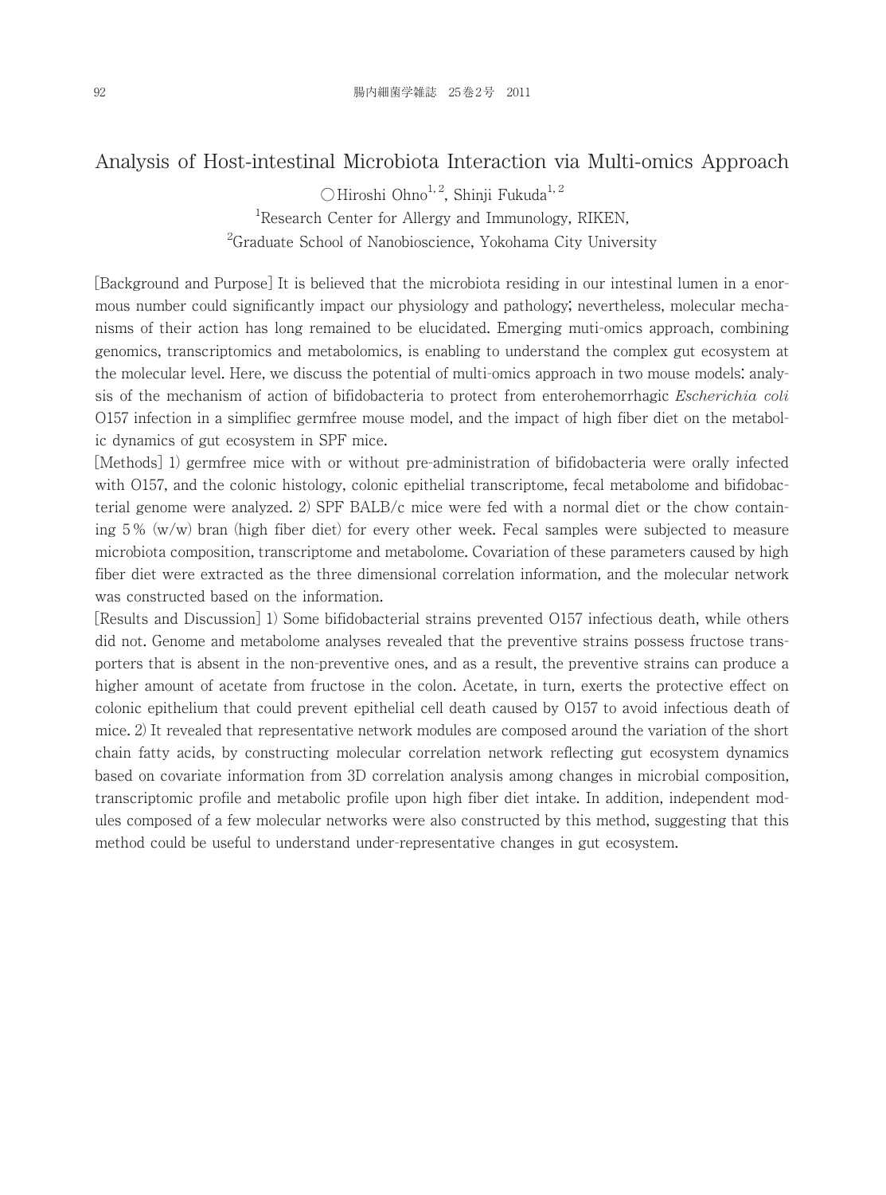# Analysis of Host-intestinal Microbiota Interaction via Multi-omics Approach

○Hiroshi Ohno[1,2], Shinji Fukuda[1,2]

[1]Research Center for Allergy and Immunology, RIKEN,
[2]Graduate School of Nanobioscience, Yokohama City University

[Background and Purpose] It is believed that the microbiota residing in our intestinal lumen in a enormous number could significantly impact our physiology and pathology; nevertheless, molecular mechanisms of their action has long remained to be elucidated. Emerging muti-omics approach, combining genomics, transcriptomics and metabolomics, is enabling to understand the complex gut ecosystem at the molecular level. Here, we discuss the potential of multi-omics approach in two mouse models: analysis of the mechanism of action of bifidobacteria to protect from enterohemorrhagic *Escherichia coli* O157 infection in a simplifiec germfree mouse model, and the impact of high fiber diet on the metabolic dynamics of gut ecosystem in SPF mice.

[Methods] 1) germfree mice with or without pre-administration of bifidobacteria were orally infected with O157, and the colonic histology, colonic epithelial transcriptome, fecal metabolome and bifidobacterial genome were analyzed. 2) SPF BALB/c mice were fed with a normal diet or the chow containing 5% (w/w) bran (high fiber diet) for every other week. Fecal samples were subjected to measure microbiota composition, transcriptome and metabolome. Covariation of these parameters caused by high fiber diet were extracted as the three dimensional correlation information, and the molecular network was constructed based on the information.

[Results and Discussion] 1) Some bifidobacterial strains prevented O157 infectious death, while others did not. Genome and metabolome analyses revealed that the preventive strains possess fructose transporters that is absent in the non-preventive ones, and as a result, the preventive strains can produce a higher amount of acetate from fructose in the colon. Acetate, in turn, exerts the protective effect on colonic epithelium that could prevent epithelial cell death caused by O157 to avoid infectious death of mice. 2) It revealed that representative network modules are composed around the variation of the short chain fatty acids, by constructing molecular correlation network reflecting gut ecosystem dynamics based on covariate information from 3D correlation analysis among changes in microbial composition, transcriptomic profile and metabolic profile upon high fiber diet intake. In addition, independent modules composed of a few molecular networks were also constructed by this method, suggesting that this method could be useful to understand under-representative changes in gut ecosystem.